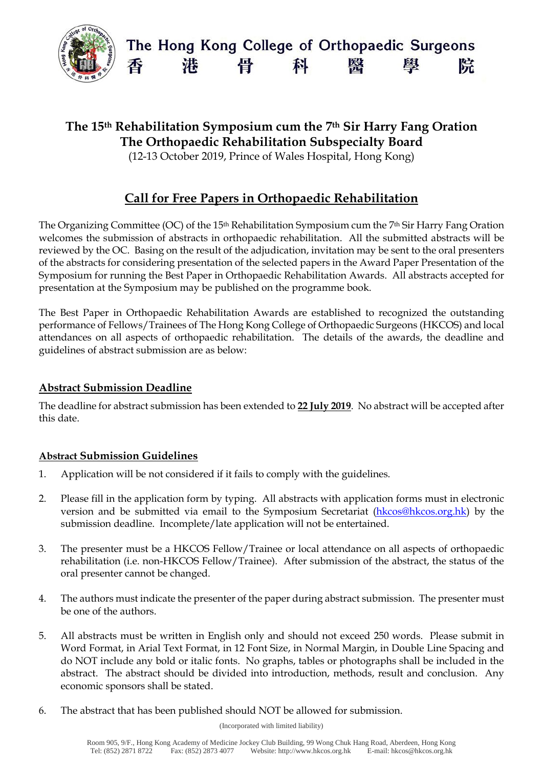# The Hong Kong College of Orthopaedic Surgeons
# 香 港 骨 科 醫 學 院

## The 15th Rehabilitation Symposium cum the 7th Sir Harry Fang Oration
## The Orthopaedic Rehabilitation Subspecialty Board

(12-13 October 2019, Prince of Wales Hospital, Hong Kong)

## Call for Free Papers in Orthopaedic Rehabilitation

The Organizing Committee (OC) of the 15th Rehabilitation Symposium cum the 7th Sir Harry Fang Oration welcomes the submission of abstracts in orthopaedic rehabilitation. All the submitted abstracts will be reviewed by the OC. Basing on the result of the adjudication, invitation may be sent to the oral presenters of the abstracts for considering presentation of the selected papers in the Award Paper Presentation of the Symposium for running the Best Paper in Orthopaedic Rehabilitation Awards. All abstracts accepted for presentation at the Symposium may be published on the programme book.

The Best Paper in Orthopaedic Rehabilitation Awards are established to recognized the outstanding performance of Fellows/Trainees of The Hong Kong College of Orthopaedic Surgeons (HKCOS) and local attendances on all aspects of orthopaedic rehabilitation. The details of the awards, the deadline and guidelines of abstract submission are as below:

### Abstract Submission Deadline

The deadline for abstract submission has been extended to **22 July 2019**. No abstract will be accepted after this date.

### Abstract Submission Guidelines

1. Application will be not considered if it fails to comply with the guidelines.
2. Please fill in the application form by typing. All abstracts with application forms must in electronic version and be submitted via email to the Symposium Secretariat (hkcos@hkcos.org.hk) by the submission deadline. Incomplete/late application will not be entertained.
3. The presenter must be a HKCOS Fellow/Trainee or local attendance on all aspects of orthopaedic rehabilitation (i.e. non-HKCOS Fellow/Trainee). After submission of the abstract, the status of the oral presenter cannot be changed.
4. The authors must indicate the presenter of the paper during abstract submission. The presenter must be one of the authors.
5. All abstracts must be written in English only and should not exceed 250 words. Please submit in Word Format, in Arial Text Format, in 12 Font Size, in Normal Margin, in Double Line Spacing and do NOT include any bold or italic fonts. No graphs, tables or photographs shall be included in the abstract. The abstract should be divided into introduction, methods, result and conclusion. Any economic sponsors shall be stated.
6. The abstract that has been published should NOT be allowed for submission.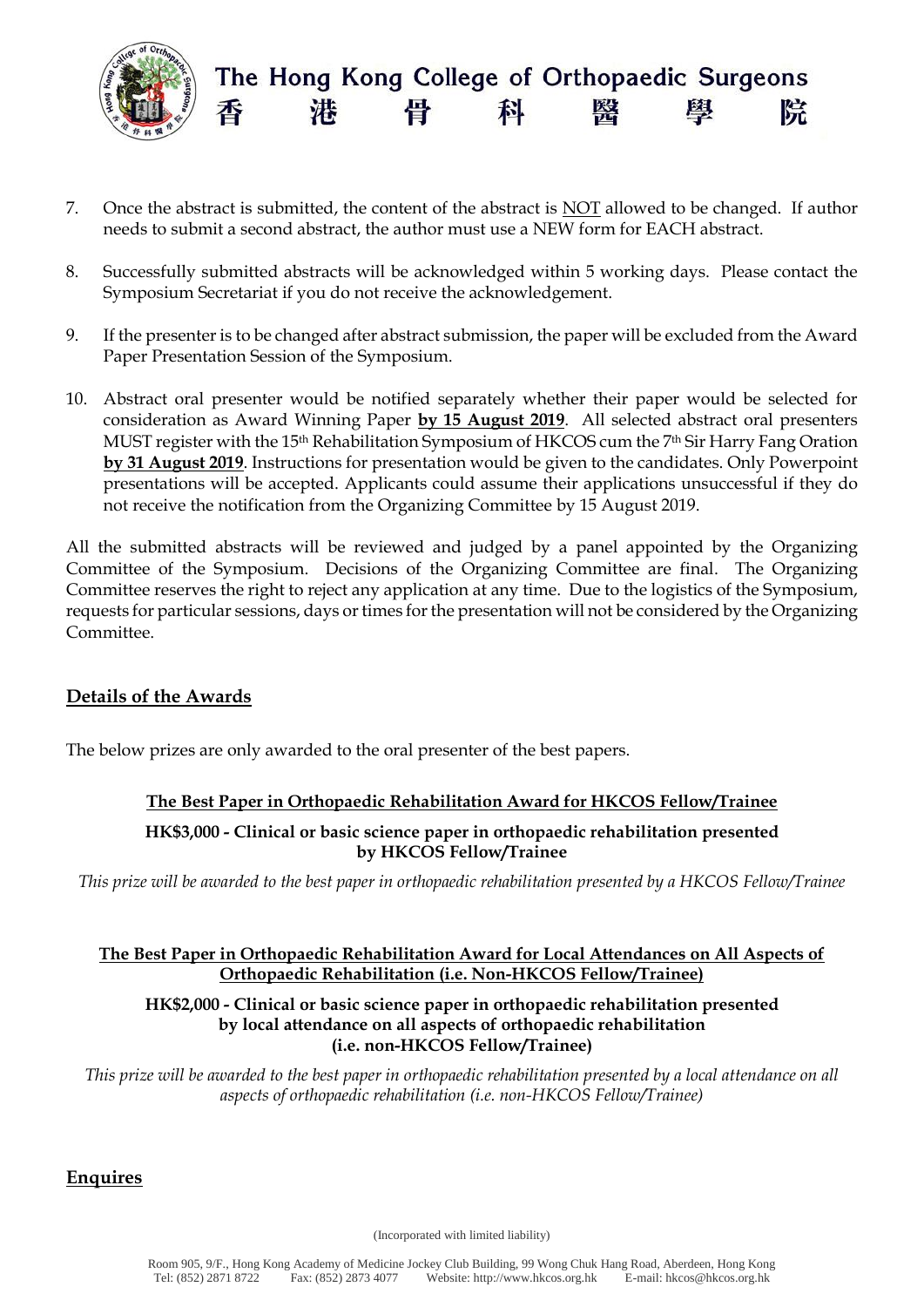7. Once the abstract is submitted, the content of the abstract is NOT allowed to be changed. If author needs to submit a second abstract, the author must use a NEW form for EACH abstract.

8. Successfully submitted abstracts will be acknowledged within 5 working days. Please contact the Symposium Secretariat if you do not receive the acknowledgement.

9. If the presenter is to be changed after abstract submission, the paper will be excluded from the Award Paper Presentation Session of the Symposium.

10. Abstract oral presenter would be notified separately whether their paper would be selected for consideration as Award Winning Paper **by 15 August 2019**. All selected abstract oral presenters MUST register with the 15th Rehabilitation Symposium of HKCOS cum the 7th Sir Harry Fang Oration **by 31 August 2019**. Instructions for presentation would be given to the candidates. Only Powerpoint presentations will be accepted. Applicants could assume their applications unsuccessful if they do not receive the notification from the Organizing Committee by 15 August 2019.

All the submitted abstracts will be reviewed and judged by a panel appointed by the Organizing Committee of the Symposium. Decisions of the Organizing Committee are final. The Organizing Committee reserves the right to reject any application at any time. Due to the logistics of the Symposium, requests for particular sessions, days or times for the presentation will not be considered by the Organizing Committee.

## Details of the Awards

The below prizes are only awarded to the oral presenter of the best papers.

### The Best Paper in Orthopaedic Rehabilitation Award for HKCOS Fellow/Trainee

**HK$3,000 - Clinical or basic science paper in orthopaedic rehabilitation presented by HKCOS Fellow/Trainee**

*This prize will be awarded to the best paper in orthopaedic rehabilitation presented by a HKCOS Fellow/Trainee*

### The Best Paper in Orthopaedic Rehabilitation Award for Local Attendances on All Aspects of Orthopaedic Rehabilitation (i.e. Non-HKCOS Fellow/Trainee)

**HK$2,000 - Clinical or basic science paper in orthopaedic rehabilitation presented by local attendance on all aspects of orthopaedic rehabilitation (i.e. non-HKCOS Fellow/Trainee)**

*This prize will be awarded to the best paper in orthopaedic rehabilitation presented by a local attendance on all aspects of orthopaedic rehabilitation (i.e. non-HKCOS Fellow/Trainee)*

## Enquires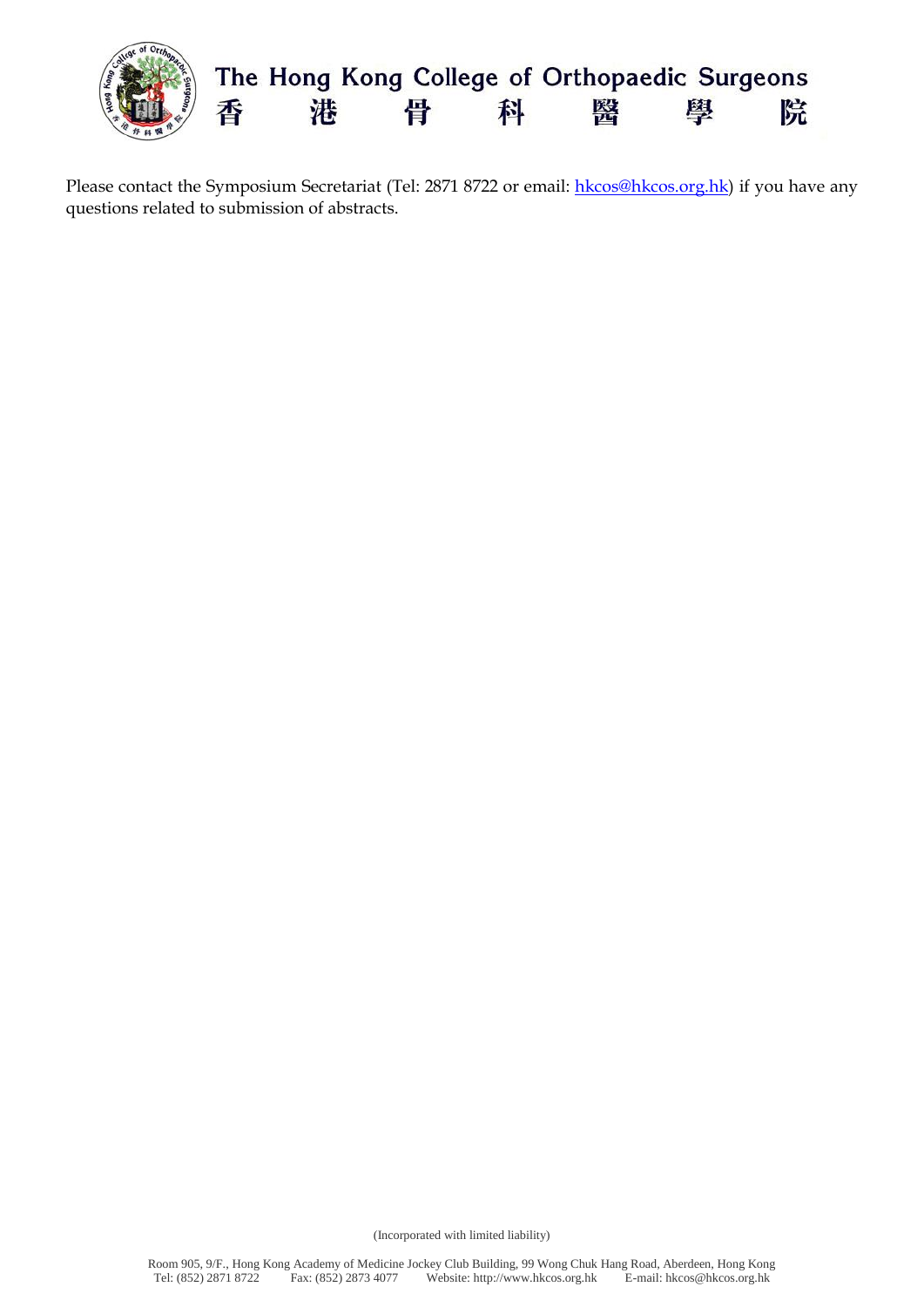Please contact the Symposium Secretariat (Tel: 2871 8722 or email: hkcos@hkcos.org.hk) if you have any questions related to submission of abstracts.